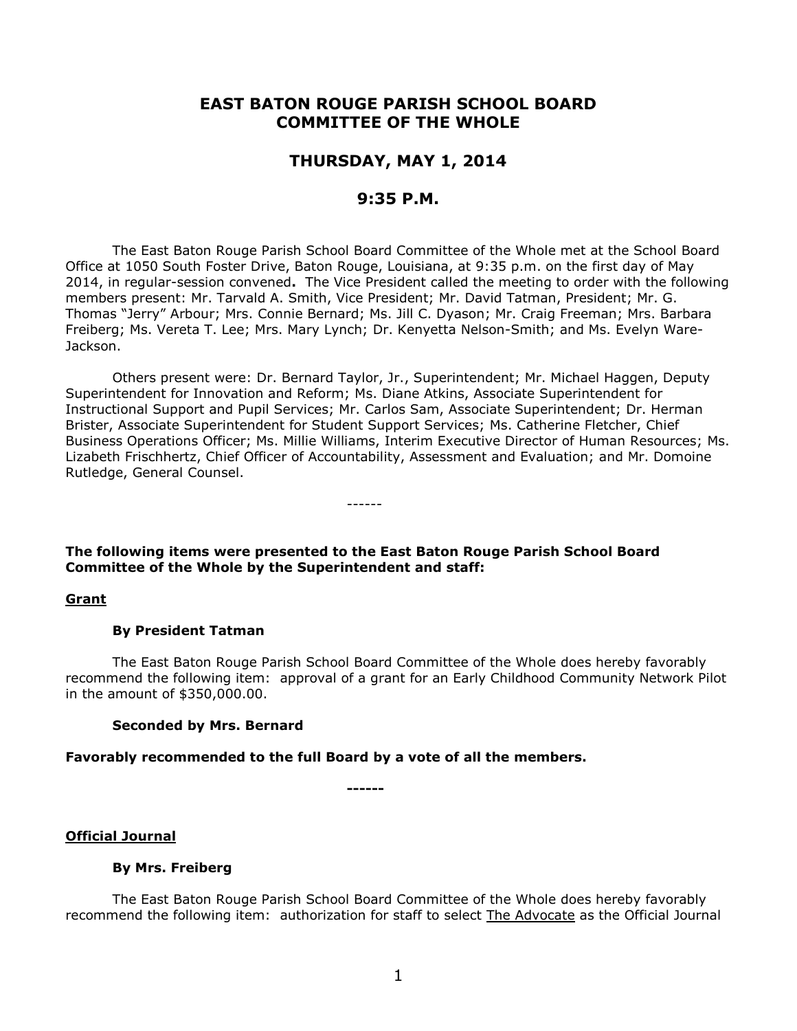# EAST BATON ROUGE PARISH SCHOOL BOARD COMMITTEE OF THE WHOLE

## THURSDAY, MAY 1, 2014

## 9:35 P.M.

The East Baton Rouge Parish School Board Committee of the Whole met at the School Board Office at 1050 South Foster Drive, Baton Rouge, Louisiana, at 9:35 p.m. on the first day of May 2014, in regular-session convened**.** The Vice President called the meeting to order with the following members present: Mr. Tarvald A. Smith, Vice President; Mr. David Tatman, President; Mr. G. Thomas "Jerry" Arbour; Mrs. Connie Bernard; Ms. Jill C. Dyason; Mr. Craig Freeman; Mrs. Barbara Freiberg; Ms. Vereta T. Lee; Mrs. Mary Lynch; Dr. Kenyetta Nelson-Smith; and Ms. Evelyn Ware-Jackson.

Others present were: Dr. Bernard Taylor, Jr., Superintendent; Mr. Michael Haggen, Deputy Superintendent for Innovation and Reform; Ms. Diane Atkins, Associate Superintendent for Instructional Support and Pupil Services; Mr. Carlos Sam, Associate Superintendent; Dr. Herman Brister, Associate Superintendent for Student Support Services; Ms. Catherine Fletcher, Chief Business Operations Officer; Ms. Millie Williams, Interim Executive Director of Human Resources; Ms. Lizabeth Frischhertz, Chief Officer of Accountability, Assessment and Evaluation; and Mr. Domoine Rutledge, General Counsel.

------

**The following items were presented to the East Baton Rouge Parish School Board Committee of the Whole by the Superintendent and staff:**

**Grant**

**By President Tatman**

The East Baton Rouge Parish School Board Committee of the Whole does hereby favorably recommend the following item: approval of a grant for an Early Childhood Community Network Pilot in the amount of $350,000.00.

**Seconded by Mrs. Bernard**

**Favorably recommended to the full Board by a vote of all the members.**

**------**

**Official Journal**

**By Mrs. Freiberg**

The East Baton Rouge Parish School Board Committee of the Whole does hereby favorably recommend the following item: authorization for staff to select The Advocate as the Official Journal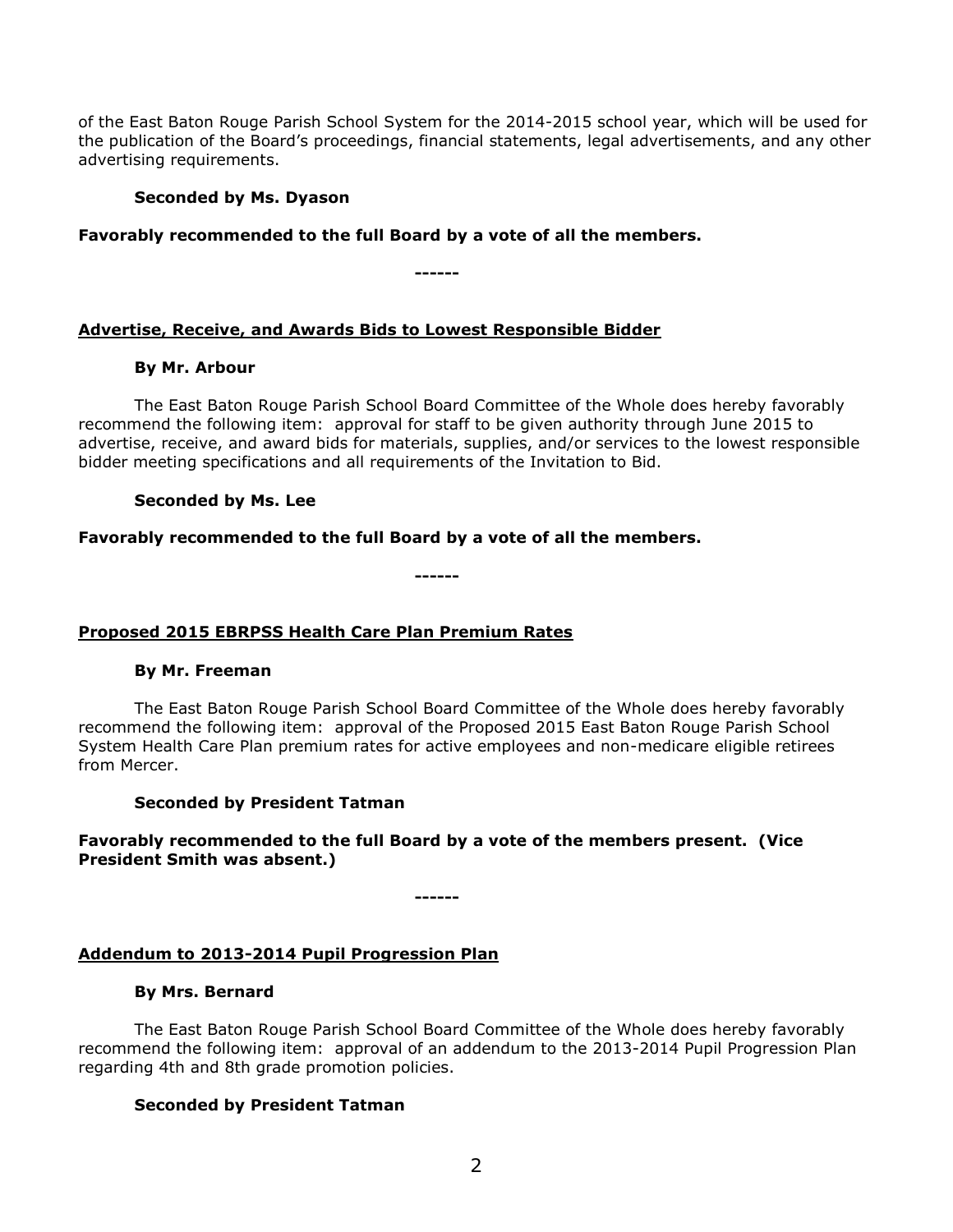of the East Baton Rouge Parish School System for the 2014-2015 school year, which will be used for the publication of the Board's proceedings, financial statements, legal advertisements, and any other advertising requirements.

**Seconded by Ms. Dyason**

**Favorably recommended to the full Board by a vote of all the members.**

**------**

**Advertise, Receive, and Awards Bids to Lowest Responsible Bidder**

**By Mr. Arbour**

The East Baton Rouge Parish School Board Committee of the Whole does hereby favorably recommend the following item: approval for staff to be given authority through June 2015 to advertise, receive, and award bids for materials, supplies, and/or services to the lowest responsible bidder meeting specifications and all requirements of the Invitation to Bid.

**Seconded by Ms. Lee**

**Favorably recommended to the full Board by a vote of all the members.**

**------**

**Proposed 2015 EBRPSS Health Care Plan Premium Rates**

**By Mr. Freeman**

The East Baton Rouge Parish School Board Committee of the Whole does hereby favorably recommend the following item: approval of the Proposed 2015 East Baton Rouge Parish School System Health Care Plan premium rates for active employees and non-medicare eligible retirees from Mercer.

**Seconded by President Tatman**

**Favorably recommended to the full Board by a vote of the members present. (Vice President Smith was absent.)**

**------**

**Addendum to 2013-2014 Pupil Progression Plan**

**By Mrs. Bernard**

The East Baton Rouge Parish School Board Committee of the Whole does hereby favorably recommend the following item: approval of an addendum to the 2013-2014 Pupil Progression Plan regarding 4th and 8th grade promotion policies.

**Seconded by President Tatman**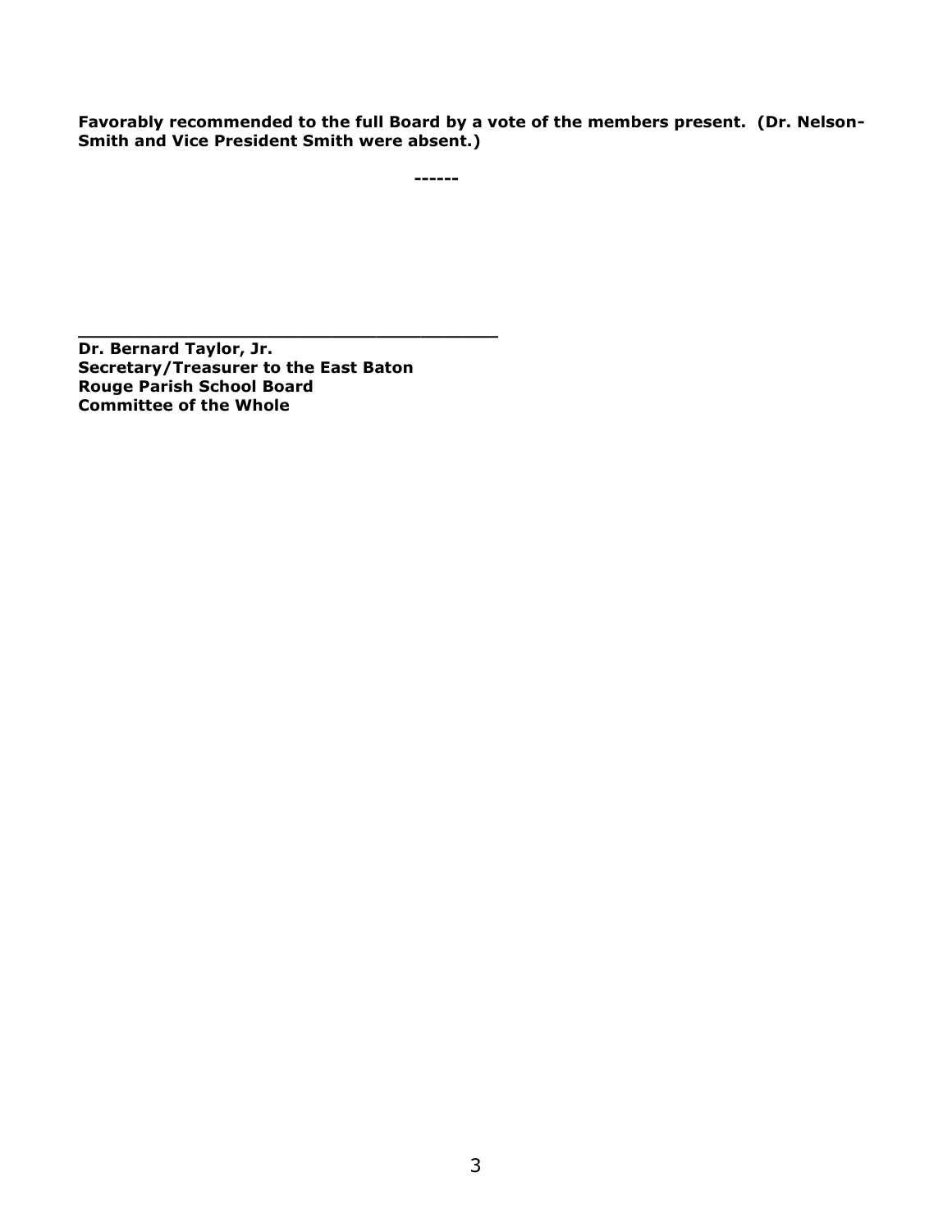**Favorably recommended to the full Board by a vote of the members present. (Dr. Nelson-Smith and Vice President Smith were absent.)**

**------**

**_________________________________________**
**Dr. Bernard Taylor, Jr.**
**Secretary/Treasurer to the East Baton Rouge Parish School Board Committee of the Whole**